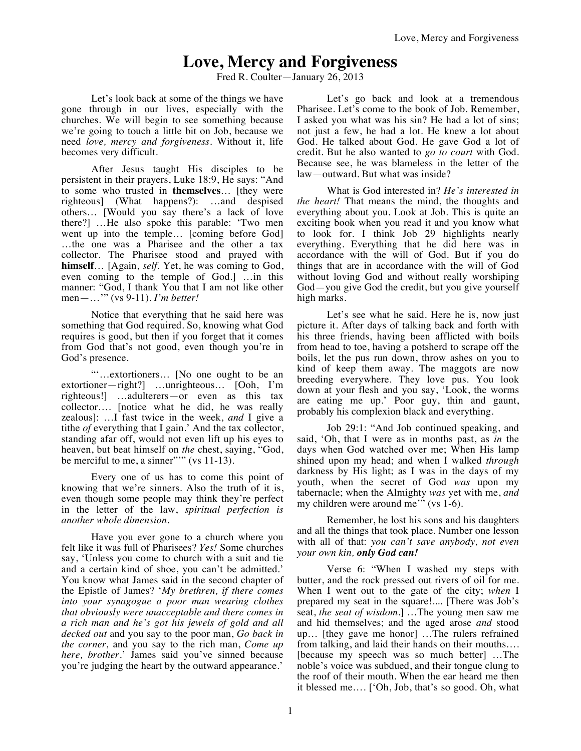# Love, Mercy and Forgiveness

Fred R. Coulter—January 26, 2013

Let's look back at some of the things we have gone through in our lives, especially with the churches. We will begin to see something because we're going to touch a little bit on Job, because we need *love, mercy and forgiveness*. Without it, life becomes very difficult.

After Jesus taught His disciples to be persistent in their prayers, Luke 18:9, He says: "And to some who trusted in **themselves**… [they were righteous] (What happens?): …and despised others… [Would you say there's a lack of love there?] …He also spoke this parable: 'Two men went up into the temple… [coming before God] …the one was a Pharisee and the other a tax collector. The Pharisee stood and prayed with **himself**… [Again, *self*. Yet, he was coming to God, even coming to the temple of God.] …in this manner: "God, I thank You that I am not like other men—…'" (vs 9-11). *I'm better!*

Notice that everything that he said here was something that God required. So, knowing what God requires is good, but then if you forget that it comes from God that's not good, even though you're in God's presence.

"'…extortioners… [No one ought to be an extortioner—right?] …unrighteous… [Ooh, I'm righteous!] …adulterers—or even as this tax collector…. [notice what he did, he was really zealous]: …I fast twice in the week, *and* I give a tithe *of* everything that I gain.' And the tax collector, standing afar off, would not even lift up his eyes to heaven, but beat himself on *the* chest, saying, "God, be merciful to me, a sinner"'" (vs 11-13).

Every one of us has to come this point of knowing that we're sinners. Also the truth of it is, even though some people may think they're perfect in the letter of the law, *spiritual perfection is another whole dimension*.

Have you ever gone to a church where you felt like it was full of Pharisees? *Yes!* Some churches say, 'Unless you come to church with a suit and tie and a certain kind of shoe, you can't be admitted.' You know what James said in the second chapter of the Epistle of James? '*My brethren, if there comes into your synagogue a poor man wearing clothes that obviously were unacceptable and there comes in a rich man and he's got his jewels of gold and all decked out* and you say to the poor man, *Go back in the corner,* and you say to the rich man, *Come up here, brother*.' James said you've sinned because you're judging the heart by the outward appearance.'

Let's go back and look at a tremendous Pharisee. Let's come to the book of Job. Remember, I asked you what was his sin? He had a lot of sins; not just a few, he had a lot. He knew a lot about God. He talked about God. He gave God a lot of credit. But he also wanted to *go to court* with God. Because see, he was blameless in the letter of the law—outward. But what was inside?

What is God interested in? *He's interested in the heart!* That means the mind, the thoughts and everything about you. Look at Job. This is quite an exciting book when you read it and you know what to look for. I think Job 29 highlights nearly everything. Everything that he did here was in accordance with the will of God. But if you do things that are in accordance with the will of God without loving God and without really worshiping God—you give God the credit, but you give yourself high marks.

Let's see what he said. Here he is, now just picture it. After days of talking back and forth with his three friends, having been afflicted with boils from head to toe, having a potsherd to scrape off the boils, let the pus run down, throw ashes on you to kind of keep them away. The maggots are now breeding everywhere. They love pus. You look down at your flesh and you say, 'Look, the worms are eating me up.' Poor guy, thin and gaunt, probably his complexion black and everything.

Job 29:1: "And Job continued speaking, and said, 'Oh, that I were as in months past, as *in* the days when God watched over me; When His lamp shined upon my head; and when I walked *through* darkness by His light; as I was in the days of my youth, when the secret of God *was* upon my tabernacle; when the Almighty *was* yet with me, *and* my children were around me'" (vs 1-6).

Remember, he lost his sons and his daughters and all the things that took place. Number one lesson with all of that: *you can't save anybody, not even your own kin,* ***only God can!***

Verse 6: "When I washed my steps with butter, and the rock pressed out rivers of oil for me. When I went out to the gate of the city; *when* I prepared my seat in the square!.... [There was Job's seat, *the seat of wisdom*.] …The young men saw me and hid themselves; and the aged arose *and* stood up… [they gave me honor] …The rulers refrained from talking, and laid their hands on their mouths…. [because my speech was so much better] …The noble's voice was subdued, and their tongue clung to the roof of their mouth. When the ear heard me then it blessed me…. ['Oh, Job, that's so good. Oh, what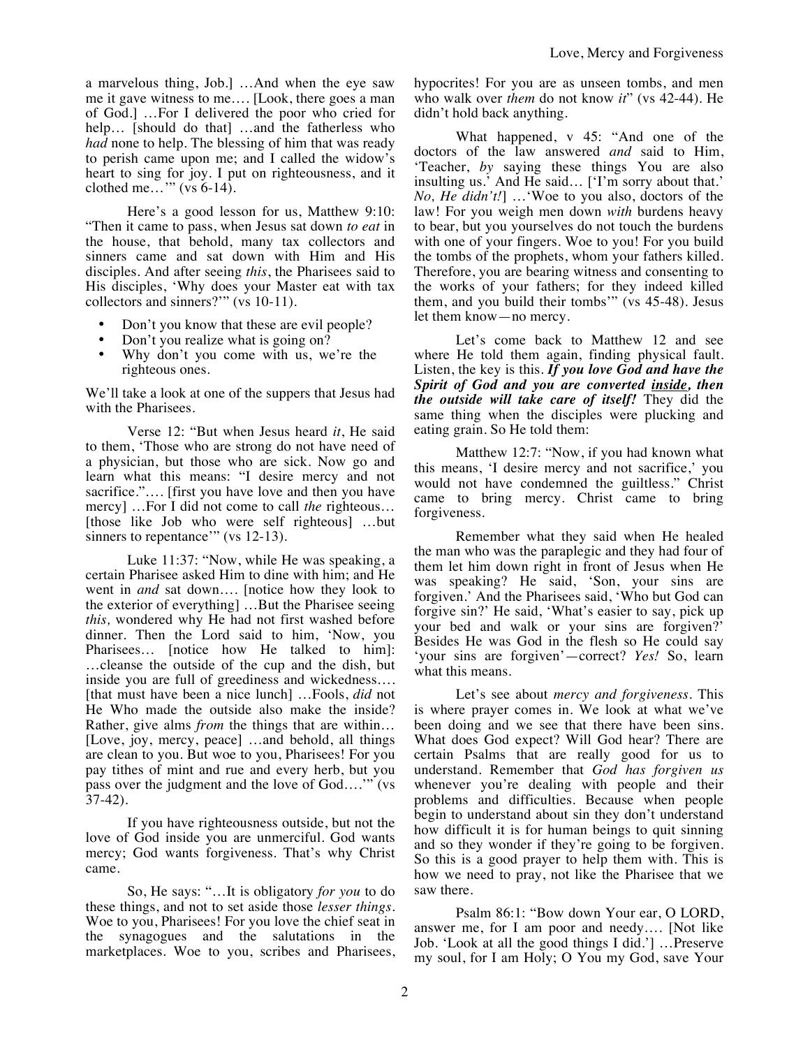a marvelous thing, Job.] …And when the eye saw me it gave witness to me…. [Look, there goes a man of God.] …For I delivered the poor who cried for help… [should do that] …and the fatherless who *had* none to help. The blessing of him that was ready to perish came upon me; and I called the widow's heart to sing for joy. I put on righteousness, and it clothed me…'" (vs 6-14).

Here's a good lesson for us, Matthew 9:10: "Then it came to pass, when Jesus sat down *to eat* in the house, that behold, many tax collectors and sinners came and sat down with Him and His disciples. And after seeing *this*, the Pharisees said to His disciples, 'Why does your Master eat with tax collectors and sinners?'" (vs 10-11).

- Don't you know that these are evil people?
- Don't you realize what is going on?
- Why don't you come with us, we're the righteous ones.

We'll take a look at one of the suppers that Jesus had with the Pharisees.

Verse 12: "But when Jesus heard *it*, He said to them, 'Those who are strong do not have need of a physician, but those who are sick. Now go and learn what this means: "I desire mercy and not sacrifice."…. [first you have love and then you have mercy] …For I did not come to call *the* righteous… [those like Job who were self righteous] …but sinners to repentance'" (vs 12-13).

Luke 11:37: "Now, while He was speaking, a certain Pharisee asked Him to dine with him; and He went in *and* sat down…. [notice how they look to the exterior of everything] …But the Pharisee seeing *this,* wondered why He had not first washed before dinner. Then the Lord said to him, 'Now, you Pharisees… [notice how He talked to him]: …cleanse the outside of the cup and the dish, but inside you are full of greediness and wickedness…. [that must have been a nice lunch] …Fools, *did* not He Who made the outside also make the inside? Rather, give alms *from* the things that are within… [Love, joy, mercy, peace] …and behold, all things are clean to you. But woe to you, Pharisees! For you pay tithes of mint and rue and every herb, but you pass over the judgment and the love of God….'" (vs 37-42).

If you have righteousness outside, but not the love of God inside you are unmerciful. God wants mercy; God wants forgiveness. That's why Christ came.

So, He says: "…It is obligatory *for you* to do these things, and not to set aside those *lesser things*. Woe to you, Pharisees! For you love the chief seat in the synagogues and the salutations in the marketplaces. Woe to you, scribes and Pharisees, hypocrites! For you are as unseen tombs, and men who walk over *them* do not know *it*" (vs 42-44). He didn't hold back anything.

What happened, v 45: "And one of the doctors of the law answered *and* said to Him, 'Teacher, *by* saying these things You are also insulting us.' And He said… ['I'm sorry about that.' *No, He didn't!*] …'Woe to you also, doctors of the law! For you weigh men down *with* burdens heavy to bear, but you yourselves do not touch the burdens with one of your fingers. Woe to you! For you build the tombs of the prophets, whom your fathers killed. Therefore, you are bearing witness and consenting to the works of your fathers; for they indeed killed them, and you build their tombs'" (vs 45-48). Jesus let them know—no mercy.

Let's come back to Matthew 12 and see where He told them again, finding physical fault. Listen, the key is this. ***If you love God and have the Spirit of God and you are converted <u>inside</u>, then the outside will take care of itself!*** They did the same thing when the disciples were plucking and eating grain. So He told them:

Matthew 12:7: "Now, if you had known what this means, 'I desire mercy and not sacrifice,' you would not have condemned the guiltless." Christ came to bring mercy. Christ came to bring forgiveness.

Remember what they said when He healed the man who was the paraplegic and they had four of them let him down right in front of Jesus when He was speaking? He said, 'Son, your sins are forgiven.' And the Pharisees said, 'Who but God can forgive sin?' He said, 'What's easier to say, pick up your bed and walk or your sins are forgiven?' Besides He was God in the flesh so He could say 'your sins are forgiven'—correct? *Yes!* So, learn what this means.

Let's see about *mercy and forgiveness*. This is where prayer comes in. We look at what we've been doing and we see that there have been sins. What does God expect? Will God hear? There are certain Psalms that are really good for us to understand. Remember that *God has forgiven us* whenever you're dealing with people and their problems and difficulties. Because when people begin to understand about sin they don't understand how difficult it is for human beings to quit sinning and so they wonder if they're going to be forgiven. So this is a good prayer to help them with. This is how we need to pray, not like the Pharisee that we saw there.

Psalm 86:1: "Bow down Your ear, O LORD, answer me, for I am poor and needy…. [Not like Job. 'Look at all the good things I did.'] …Preserve my soul, for I am Holy; O You my God, save Your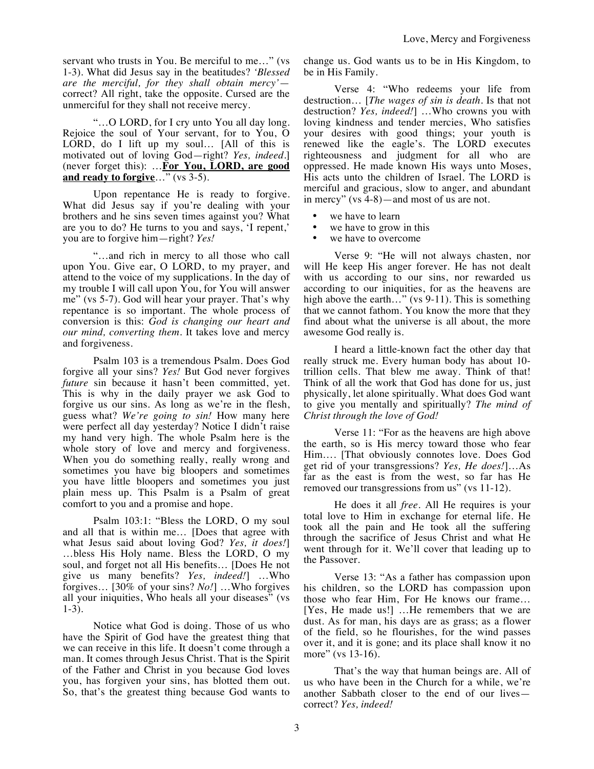servant who trusts in You. Be merciful to me…" (vs 1-3). What did Jesus say in the beatitudes? *'Blessed are the merciful, for they shall obtain mercy'*—correct? All right, take the opposite. Cursed are the unmerciful for they shall not receive mercy.

"…O LORD, for I cry unto You all day long. Rejoice the soul of Your servant, for to You, O LORD, do I lift up my soul… [All of this is motivated out of loving God—right? *Yes, indeed.*] (never forget this): …**<u>For You, LORD, are good and ready to forgive</u>**…" (vs 3-5).

Upon repentance He is ready to forgive. What did Jesus say if you're dealing with your brothers and he sins seven times against you? What are you to do? He turns to you and says, 'I repent,' you are to forgive him—right? *Yes!*

"…and rich in mercy to all those who call upon You. Give ear, O LORD, to my prayer, and attend to the voice of my supplications. In the day of my trouble I will call upon You, for You will answer me" (vs 5-7). God will hear your prayer. That's why repentance is so important. The whole process of conversion is this: *God is changing our heart and our mind, converting them.* It takes love and mercy and forgiveness.

Psalm 103 is a tremendous Psalm. Does God forgive all your sins? *Yes!* But God never forgives *future* sin because it hasn't been committed, yet. This is why in the daily prayer we ask God to forgive us our sins. As long as we're in the flesh, guess what? *We're going to sin!* How many here were perfect all day yesterday? Notice I didn't raise my hand very high. The whole Psalm here is the whole story of love and mercy and forgiveness. When you do something really, really wrong and sometimes you have big bloopers and sometimes you have little bloopers and sometimes you just plain mess up. This Psalm is a Psalm of great comfort to you and a promise and hope.

Psalm 103:1: "Bless the LORD, O my soul and all that is within me… [Does that agree with what Jesus said about loving God? *Yes, it does!*] …bless His Holy name. Bless the LORD, O my soul, and forget not all His benefits… [Does He not give us many benefits? *Yes, indeed!*] …Who forgives… [30% of your sins? *No!*] …Who forgives all your iniquities, Who heals all your diseases" (vs 1-3).

Notice what God is doing. Those of us who have the Spirit of God have the greatest thing that we can receive in this life. It doesn't come through a man. It comes through Jesus Christ. That is the Spirit of the Father and Christ in you because God loves you, has forgiven your sins, has blotted them out. So, that's the greatest thing because God wants to change us. God wants us to be in His Kingdom, to be in His Family.

Verse 4: "Who redeems your life from destruction… [*The wages of sin is death*. Is that not destruction? *Yes, indeed!*] …Who crowns you with loving kindness and tender mercies, Who satisfies your desires with good things; your youth is renewed like the eagle's. The LORD executes righteousness and judgment for all who are oppressed. He made known His ways unto Moses, His acts unto the children of Israel. The LORD is merciful and gracious, slow to anger, and abundant in mercy" (vs 4-8)—and most of us are not.

- we have to learn
- we have to grow in this
- we have to overcome

Verse 9: "He will not always chasten, nor will He keep His anger forever. He has not dealt with us according to our sins, nor rewarded us according to our iniquities, for as the heavens are high above the earth…" (vs 9-11). This is something that we cannot fathom. You know the more that they find about what the universe is all about, the more awesome God really is.

I heard a little-known fact the other day that really struck me. Every human body has about 10-trillion cells. That blew me away. Think of that! Think of all the work that God has done for us, just physically, let alone spiritually. What does God want to give you mentally and spiritually? *The mind of Christ through the love of God!*

Verse 11: "For as the heavens are high above the earth, so is His mercy toward those who fear Him…. [That obviously connotes love. Does God get rid of your transgressions? *Yes, He does!*]…As far as the east is from the west, so far has He removed our transgressions from us" (vs 11-12).

He does it all *free*. All He requires is your total love to Him in exchange for eternal life. He took all the pain and He took all the suffering through the sacrifice of Jesus Christ and what He went through for it. We'll cover that leading up to the Passover.

Verse 13: "As a father has compassion upon his children, so the LORD has compassion upon those who fear Him, For He knows our frame… [Yes, He made us!] …He remembers that we are dust. As for man, his days are as grass; as a flower of the field, so he flourishes, for the wind passes over it, and it is gone; and its place shall know it no more" (vs 13-16).

That's the way that human beings are. All of us who have been in the Church for a while, we're another Sabbath closer to the end of our lives—correct? *Yes, indeed!*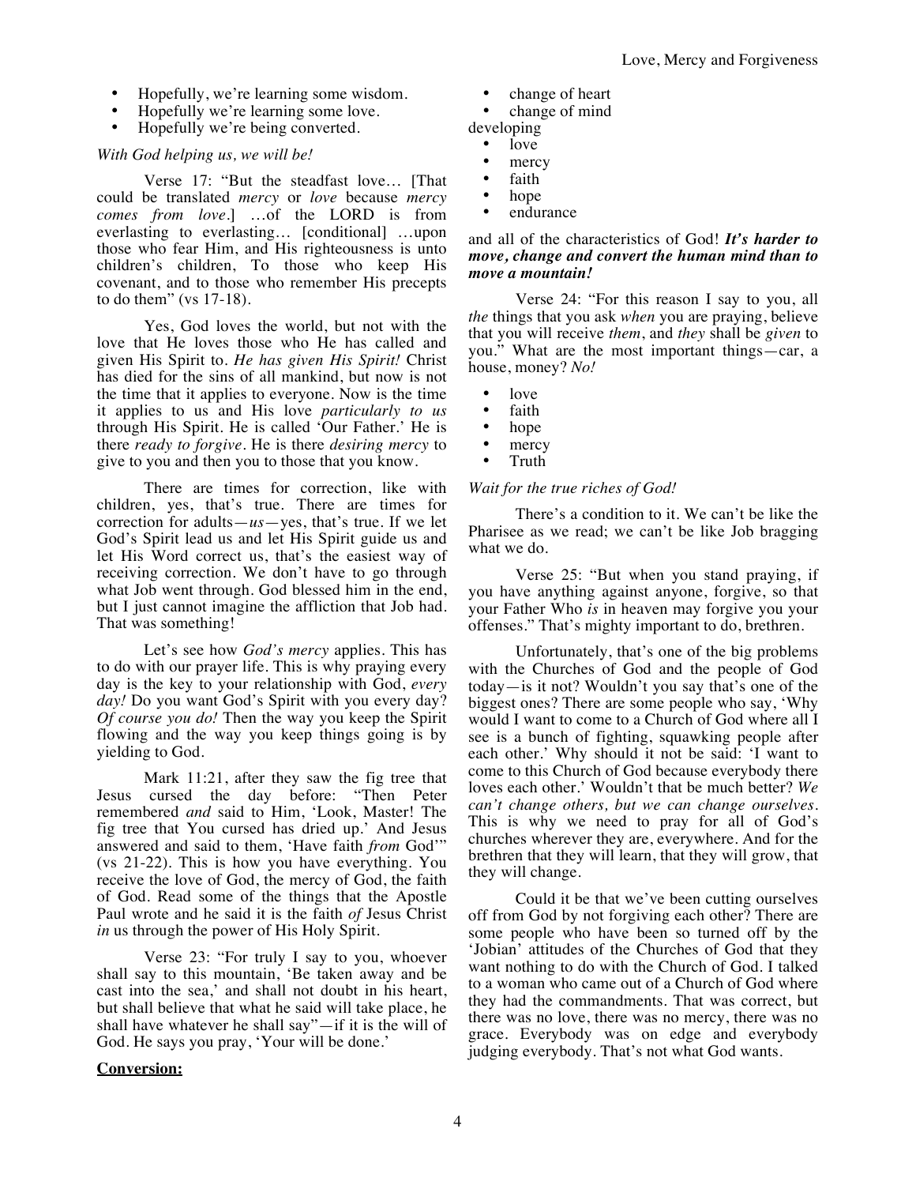- Hopefully, we're learning some wisdom.
- Hopefully we're learning some love.
- Hopefully we're being converted.

*With God helping us, we will be!*

Verse 17: "But the steadfast love… [That could be translated *mercy* or *love* because *mercy comes from love*.] …of the LORD is from everlasting to everlasting… [conditional] …upon those who fear Him, and His righteousness is unto children's children, To those who keep His covenant, and to those who remember His precepts to do them" (vs 17-18).

Yes, God loves the world, but not with the love that He loves those who He has called and given His Spirit to. *He has given His Spirit!* Christ has died for the sins of all mankind, but now is not the time that it applies to everyone. Now is the time it applies to us and His love *particularly to us* through His Spirit. He is called 'Our Father.' He is there *ready to forgive*. He is there *desiring mercy* to give to you and then you to those that you know.

There are times for correction, like with children, yes, that's true. There are times for correction for adults—*us*—yes, that's true. If we let God's Spirit lead us and let His Spirit guide us and let His Word correct us, that's the easiest way of receiving correction. We don't have to go through what Job went through. God blessed him in the end, but I just cannot imagine the affliction that Job had. That was something!

Let's see how *God's mercy* applies. This has to do with our prayer life. This is why praying every day is the key to your relationship with God, *every day!* Do you want God's Spirit with you every day? *Of course you do!* Then the way you keep the Spirit flowing and the way you keep things going is by yielding to God.

Mark 11:21, after they saw the fig tree that Jesus cursed the day before: "Then Peter remembered *and* said to Him, 'Look, Master! The fig tree that You cursed has dried up.' And Jesus answered and said to them, 'Have faith *from* God'" (vs 21-22). This is how you have everything. You receive the love of God, the mercy of God, the faith of God. Read some of the things that the Apostle Paul wrote and he said it is the faith *of* Jesus Christ *in* us through the power of His Holy Spirit.

Verse 23: "For truly I say to you, whoever shall say to this mountain, 'Be taken away and be cast into the sea,' and shall not doubt in his heart, but shall believe that what he said will take place, he shall have whatever he shall say"—if it is the will of God. He says you pray, 'Your will be done.'

**Conversion:**

- change of heart
- change of mind

developing

- love
- mercy
- faith
- hope
- endurance

and all of the characteristics of God! ***It's harder to move, change and convert the human mind than to move a mountain!***

Verse 24: "For this reason I say to you, all *the* things that you ask *when* you are praying, believe that you will receive *them*, and *they* shall be *given* to you." What are the most important things—car, a house, money? *No!*

- love
- faith
- hope
- mercy
- Truth

*Wait for the true riches of God!*

There's a condition to it. We can't be like the Pharisee as we read; we can't be like Job bragging what we do.

Verse 25: "But when you stand praying, if you have anything against anyone, forgive, so that your Father Who *is* in heaven may forgive you your offenses." That's mighty important to do, brethren.

Unfortunately, that's one of the big problems with the Churches of God and the people of God today—is it not? Wouldn't you say that's one of the biggest ones? There are some people who say, 'Why would I want to come to a Church of God where all I see is a bunch of fighting, squawking people after each other.' Why should it not be said: 'I want to come to this Church of God because everybody there loves each other.' Wouldn't that be much better? *We can't change others, but we can change ourselves.* This is why we need to pray for all of God's churches wherever they are, everywhere. And for the brethren that they will learn, that they will grow, that they will change.

Could it be that we've been cutting ourselves off from God by not forgiving each other? There are some people who have been so turned off by the 'Jobian' attitudes of the Churches of God that they want nothing to do with the Church of God. I talked to a woman who came out of a Church of God where they had the commandments. That was correct, but there was no love, there was no mercy, there was no grace. Everybody was on edge and everybody judging everybody. That's not what God wants.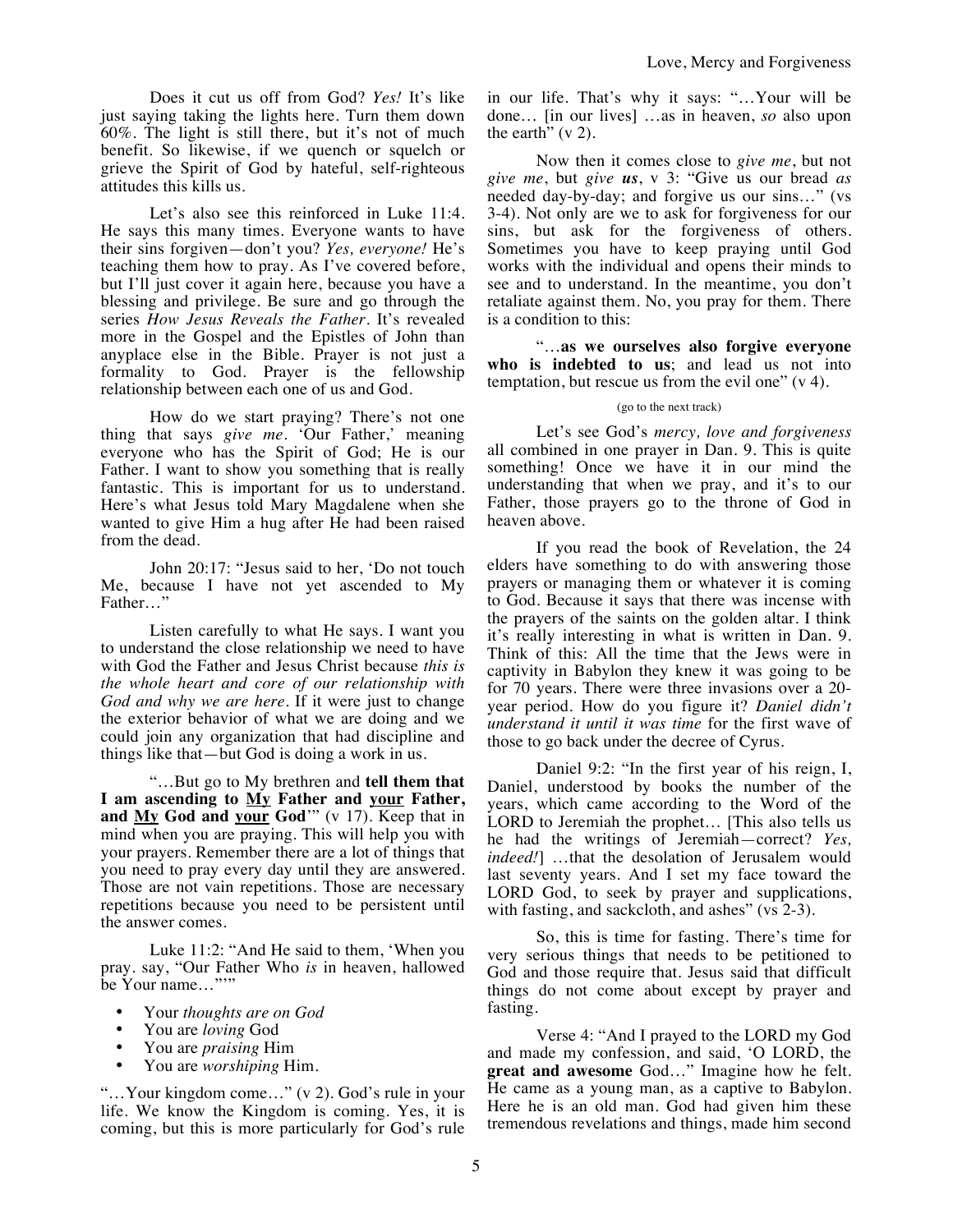Does it cut us off from God? *Yes!* It's like just saying taking the lights here. Turn them down 60%. The light is still there, but it's not of much benefit. So likewise, if we quench or squelch or grieve the Spirit of God by hateful, self-righteous attitudes this kills us.

Let's also see this reinforced in Luke 11:4. He says this many times. Everyone wants to have their sins forgiven—don't you? *Yes, everyone!* He's teaching them how to pray. As I've covered before, but I'll just cover it again here, because you have a blessing and privilege. Be sure and go through the series *How Jesus Reveals the Father*. It's revealed more in the Gospel and the Epistles of John than anyplace else in the Bible. Prayer is not just a formality to God. Prayer is the fellowship relationship between each one of us and God.

How do we start praying? There's not one thing that says *give me*. 'Our Father,' meaning everyone who has the Spirit of God; He is our Father. I want to show you something that is really fantastic. This is important for us to understand. Here's what Jesus told Mary Magdalene when she wanted to give Him a hug after He had been raised from the dead.

John 20:17: "Jesus said to her, 'Do not touch Me, because I have not yet ascended to My Father…"

Listen carefully to what He says. I want you to understand the close relationship we need to have with God the Father and Jesus Christ because *this is the whole heart and core of our relationship with God and why we are here*. If it were just to change the exterior behavior of what we are doing and we could join any organization that had discipline and things like that—but God is doing a work in us.

"…But go to My brethren and **tell them that I am ascending to <u>My</u> Father and <u>your</u> Father, and <u>My</u> God and <u>your</u> God**'" (v 17). Keep that in mind when you are praying. This will help you with your prayers. Remember there are a lot of things that you need to pray every day until they are answered. Those are not vain repetitions. Those are necessary repetitions because you need to be persistent until the answer comes.

Luke 11:2: "And He said to them, 'When you pray. say, "Our Father Who *is* in heaven, hallowed be Your name…"'"

- Your *thoughts are on God*
- You are *loving* God
- You are *praising* Him
- You are *worshiping* Him.

"…Your kingdom come…" (v 2). God's rule in your life. We know the Kingdom is coming. Yes, it is coming, but this is more particularly for God's rule in our life. That's why it says: "…Your will be done… [in our lives] …as in heaven, *so* also upon the earth" (v 2).

Now then it comes close to *give me*, but not *give me*, but *give **us***, v 3: "Give us our bread *as* needed day-by-day; and forgive us our sins…" (vs 3-4). Not only are we to ask for forgiveness for our sins, but ask for the forgiveness of others. Sometimes you have to keep praying until God works with the individual and opens their minds to see and to understand. In the meantime, you don't retaliate against them. No, you pray for them. There is a condition to this:

"…**as we ourselves also forgive everyone who is indebted to us**; and lead us not into temptation, but rescue us from the evil one" (v 4).

(go to the next track)

Let's see God's *mercy, love and forgiveness* all combined in one prayer in Dan. 9. This is quite something! Once we have it in our mind the understanding that when we pray, and it's to our Father, those prayers go to the throne of God in heaven above.

If you read the book of Revelation, the 24 elders have something to do with answering those prayers or managing them or whatever it is coming to God. Because it says that there was incense with the prayers of the saints on the golden altar. I think it's really interesting in what is written in Dan. 9. Think of this: All the time that the Jews were in captivity in Babylon they knew it was going to be for 70 years. There were three invasions over a 20-year period. How do you figure it? *Daniel didn't understand it until it was time* for the first wave of those to go back under the decree of Cyrus.

Daniel 9:2: "In the first year of his reign, I, Daniel, understood by books the number of the years, which came according to the Word of the LORD to Jeremiah the prophet… [This also tells us he had the writings of Jeremiah—correct? *Yes, indeed!*] …that the desolation of Jerusalem would last seventy years. And I set my face toward the LORD God, to seek by prayer and supplications, with fasting, and sackcloth, and ashes" (vs 2-3).

So, this is time for fasting. There's time for very serious things that needs to be petitioned to God and those require that. Jesus said that difficult things do not come about except by prayer and fasting.

Verse 4: "And I prayed to the LORD my God and made my confession, and said, 'O LORD, the **great and awesome** God…" Imagine how he felt. He came as a young man, as a captive to Babylon. Here he is an old man. God had given him these tremendous revelations and things, made him second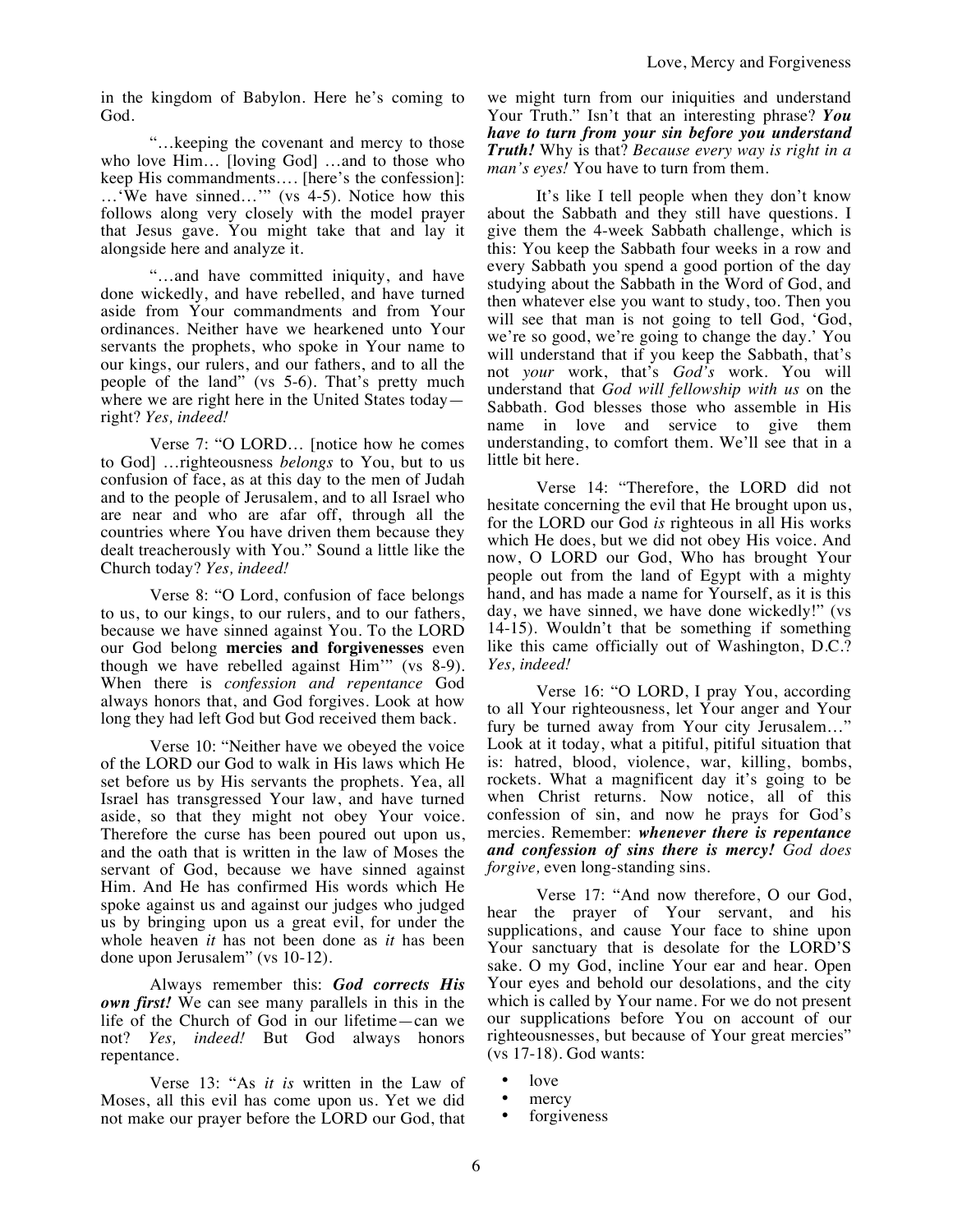in the kingdom of Babylon. Here he's coming to God.

"…keeping the covenant and mercy to those who love Him… [loving God] …and to those who keep His commandments…. [here's the confession]: …'We have sinned…'" (vs 4-5). Notice how this follows along very closely with the model prayer that Jesus gave. You might take that and lay it alongside here and analyze it.

"…and have committed iniquity, and have done wickedly, and have rebelled, and have turned aside from Your commandments and from Your ordinances. Neither have we hearkened unto Your servants the prophets, who spoke in Your name to our kings, our rulers, and our fathers, and to all the people of the land" (vs 5-6). That's pretty much where we are right here in the United States today—right? *Yes, indeed!*

Verse 7: "O LORD… [notice how he comes to God] …righteousness *belongs* to You, but to us confusion of face, as at this day to the men of Judah and to the people of Jerusalem, and to all Israel who are near and who are afar off, through all the countries where You have driven them because they dealt treacherously with You." Sound a little like the Church today? *Yes, indeed!*

Verse 8: "O Lord, confusion of face belongs to us, to our kings, to our rulers, and to our fathers, because we have sinned against You. To the LORD our God belong **mercies and forgivenesses** even though we have rebelled against Him'" (vs 8-9). When there is *confession and repentance* God always honors that, and God forgives. Look at how long they had left God but God received them back.

Verse 10: "Neither have we obeyed the voice of the LORD our God to walk in His laws which He set before us by His servants the prophets. Yea, all Israel has transgressed Your law, and have turned aside, so that they might not obey Your voice. Therefore the curse has been poured out upon us, and the oath that is written in the law of Moses the servant of God, because we have sinned against Him. And He has confirmed His words which He spoke against us and against our judges who judged us by bringing upon us a great evil, for under the whole heaven *it* has not been done as *it* has been done upon Jerusalem" (vs 10-12).

Always remember this: ***God corrects His own first!*** We can see many parallels in this in the life of the Church of God in our lifetime—can we not? *Yes, indeed!* But God always honors repentance.

Verse 13: "As *it is* written in the Law of Moses, all this evil has come upon us. Yet we did not make our prayer before the LORD our God, that we might turn from our iniquities and understand Your Truth." Isn't that an interesting phrase? ***You have to turn from your sin before you understand Truth!*** Why is that? *Because every way is right in a man's eyes!* You have to turn from them.

It's like I tell people when they don't know about the Sabbath and they still have questions. I give them the 4-week Sabbath challenge, which is this: You keep the Sabbath four weeks in a row and every Sabbath you spend a good portion of the day studying about the Sabbath in the Word of God, and then whatever else you want to study, too. Then you will see that man is not going to tell God, 'God, we're so good, we're going to change the day.' You will understand that if you keep the Sabbath, that's not *your* work, that's *God's* work. You will understand that *God will fellowship with us* on the Sabbath. God blesses those who assemble in His name in love and service to give them understanding, to comfort them. We'll see that in a little bit here.

Verse 14: "Therefore, the LORD did not hesitate concerning the evil that He brought upon us, for the LORD our God *is* righteous in all His works which He does, but we did not obey His voice. And now, O LORD our God, Who has brought Your people out from the land of Egypt with a mighty hand, and has made a name for Yourself, as it is this day, we have sinned, we have done wickedly!" (vs 14-15). Wouldn't that be something if something like this came officially out of Washington, D.C.? *Yes, indeed!*

Verse 16: "O LORD, I pray You, according to all Your righteousness, let Your anger and Your fury be turned away from Your city Jerusalem…" Look at it today, what a pitiful, pitiful situation that is: hatred, blood, violence, war, killing, bombs, rockets. What a magnificent day it's going to be when Christ returns. Now notice, all of this confession of sin, and now he prays for God's mercies. Remember: ***whenever there is repentance and confession of sins there is mercy!*** *God does forgive,* even long-standing sins.

Verse 17: "And now therefore, O our God, hear the prayer of Your servant, and his supplications, and cause Your face to shine upon Your sanctuary that is desolate for the LORD'S sake. O my God, incline Your ear and hear. Open Your eyes and behold our desolations, and the city which is called by Your name. For we do not present our supplications before You on account of our righteousnesses, but because of Your great mercies" (vs 17-18). God wants:

- love
- mercy
- forgiveness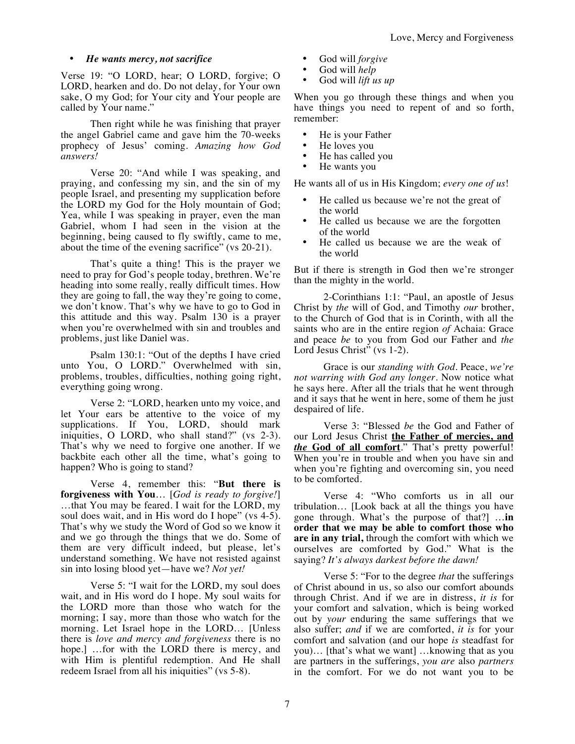- ***He wants mercy, not sacrifice***

Verse 19: "O LORD, hear; O LORD, forgive; O LORD, hearken and do. Do not delay, for Your own sake, O my God; for Your city and Your people are called by Your name."

Then right while he was finishing that prayer the angel Gabriel came and gave him the 70-weeks prophecy of Jesus' coming. *Amazing how God answers!*

Verse 20: "And while I was speaking, and praying, and confessing my sin, and the sin of my people Israel, and presenting my supplication before the LORD my God for the Holy mountain of God; Yea, while I was speaking in prayer, even the man Gabriel, whom I had seen in the vision at the beginning, being caused to fly swiftly, came to me, about the time of the evening sacrifice" (vs 20-21).

That's quite a thing! This is the prayer we need to pray for God's people today, brethren. We're heading into some really, really difficult times. How they are going to fall, the way they're going to come, we don't know. That's why we have to go to God in this attitude and this way. Psalm 130 is a prayer when you're overwhelmed with sin and troubles and problems, just like Daniel was.

Psalm 130:1: "Out of the depths I have cried unto You, O LORD." Overwhelmed with sin, problems, troubles, difficulties, nothing going right, everything going wrong.

Verse 2: "LORD, hearken unto my voice, and let Your ears be attentive to the voice of my supplications. If You, LORD, should mark iniquities, O LORD, who shall stand?" (vs 2-3). That's why we need to forgive one another. If we backbite each other all the time, what's going to happen? Who is going to stand?

Verse 4, remember this: "**But there is forgiveness with You**… [*God is ready to forgive!*] …that You may be feared. I wait for the LORD, my soul does wait, and in His word do I hope" (vs 4-5). That's why we study the Word of God so we know it and we go through the things that we do. Some of them are very difficult indeed, but please, let's understand something. We have not resisted against sin into losing blood yet—have we? *Not yet!*

Verse 5: "I wait for the LORD, my soul does wait, and in His word do I hope. My soul waits for the LORD more than those who watch for the morning; I say, more than those who watch for the morning. Let Israel hope in the LORD… [Unless there is *love and mercy and forgiveness* there is no hope.] …for with the LORD there is mercy, and with Him is plentiful redemption. And He shall redeem Israel from all his iniquities" (vs 5-8).

- God will *forgive*
- God will *help*
- God will *lift us up*

When you go through these things and when you have things you need to repent of and so forth, remember:

- He is your Father
- He loves you
- He has called you
- He wants you

He wants all of us in His Kingdom; *every one of us*!

- He called us because we're not the great of the world
- He called us because we are the forgotten of the world
- He called us because we are the weak of the world

But if there is strength in God then we're stronger than the mighty in the world.

2-Corinthians 1:1: "Paul, an apostle of Jesus Christ by *the* will of God, and Timothy *our* brother, to the Church of God that is in Corinth, with all the saints who are in the entire region *of* Achaia: Grace and peace *be* to you from God our Father and *the* Lord Jesus Christ" (vs 1-2).

Grace is our *standing with God*. Peace, *we're not warring with God any longer*. Now notice what he says here. After all the trials that he went through and it says that he went in here, some of them he just despaired of life.

Verse 3: "Blessed *be* the God and Father of our Lord Jesus Christ **<u>the Father of mercies, and *the* God of all comfort</u>**." That's pretty powerful! When you're in trouble and when you have sin and when you're fighting and overcoming sin, you need to be comforted.

Verse 4: "Who comforts us in all our tribulation… [Look back at all the things you have gone through. What's the purpose of that?] …**in order that we may be able to comfort those who are in any trial,** through the comfort with which we ourselves are comforted by God." What is the saying? *It's always darkest before the dawn!*

Verse 5: "For to the degree *that* the sufferings of Christ abound in us, so also our comfort abounds through Christ. And if we are in distress, *it is* for your comfort and salvation, which is being worked out by *your* enduring the same sufferings that we also suffer; *and* if we are comforted, *it is* for your comfort and salvation (and our hope *is* steadfast for you)… [that's what we want] …knowing that as you are partners in the sufferings, *you are* also *partners* in the comfort. For we do not want you to be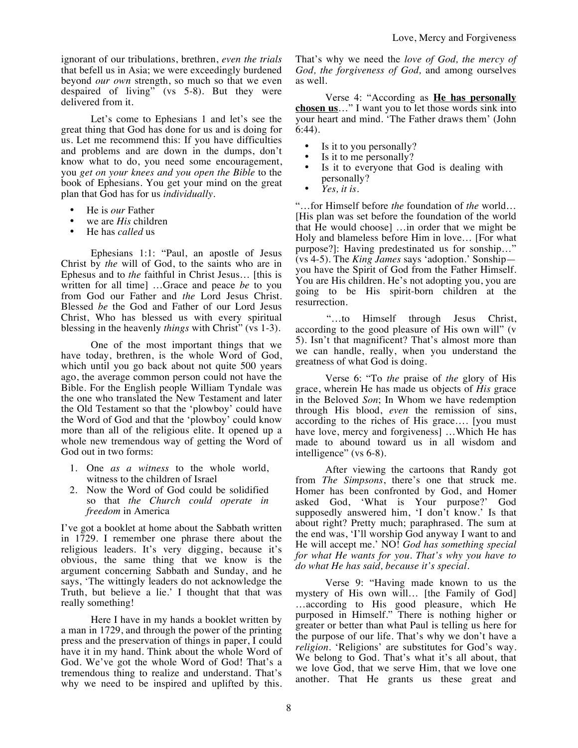ignorant of our tribulations, brethren, *even the trials* that befell us in Asia; we were exceedingly burdened beyond *our own* strength, so much so that we even despaired of living" (vs 5-8). But they were delivered from it.

Let's come to Ephesians 1 and let's see the great thing that God has done for us and is doing for us. Let me recommend this: If you have difficulties and problems and are down in the dumps, don't know what to do, you need some encouragement, you *get on your knees and you open the Bible* to the book of Ephesians. You get your mind on the great plan that God has for us *individually*.

- He is *our* Father
- we are *His* children
- He has *called* us

Ephesians 1:1: "Paul, an apostle of Jesus Christ by *the* will of God, to the saints who are in Ephesus and to *the* faithful in Christ Jesus… [this is written for all time] …Grace and peace *be* to you from God our Father and *the* Lord Jesus Christ. Blessed *be* the God and Father of our Lord Jesus Christ, Who has blessed us with every spiritual blessing in the heavenly *things* with Christ" (vs 1-3).

One of the most important things that we have today, brethren, is the whole Word of God, which until you go back about not quite 500 years ago, the average common person could not have the Bible. For the English people William Tyndale was the one who translated the New Testament and later the Old Testament so that the 'plowboy' could have the Word of God and that the 'plowboy' could know more than all of the religious elite. It opened up a whole new tremendous way of getting the Word of God out in two forms:

1. One *as a witness* to the whole world, witness to the children of Israel
2. Now the Word of God could be solidified so that *the Church could operate in freedom* in America

I've got a booklet at home about the Sabbath written in 1729. I remember one phrase there about the religious leaders. It's very digging, because it's obvious, the same thing that we know is the argument concerning Sabbath and Sunday, and he says, 'The wittingly leaders do not acknowledge the Truth, but believe a lie.' I thought that that was really something!

Here I have in my hands a booklet written by a man in 1729, and through the power of the printing press and the preservation of things in paper, I could have it in my hand. Think about the whole Word of God. We've got the whole Word of God! That's a tremendous thing to realize and understand. That's why we need to be inspired and uplifted by this. That's why we need the *love of God, the mercy of God, the forgiveness of God,* and among ourselves as well.

Verse 4: "According as **He has personally chosen us**…" I want you to let those words sink into your heart and mind. 'The Father draws them' (John 6:44).

- Is it to you personally?
- Is it to me personally?
- Is it to everyone that God is dealing with personally?
- *Yes, it is.*

"…for Himself before *the* foundation of *the* world… [His plan was set before the foundation of the world that He would choose] …in order that we might be Holy and blameless before Him in love… [For what purpose?]: Having predestinated us for sonship…" (vs 4-5). The *King James* says 'adoption.' Sonship—you have the Spirit of God from the Father Himself. You are His children. He's not adopting you, you are going to be His spirit-born children at the resurrection.

"…to Himself through Jesus Christ, according to the good pleasure of His own will" (v 5). Isn't that magnificent? That's almost more than we can handle, really, when you understand the greatness of what God is doing.

Verse 6: "To *the* praise of *the* glory of His grace, wherein He has made us objects of *His* grace in the Beloved *Son*; In Whom we have redemption through His blood, *even* the remission of sins, according to the riches of His grace…. [you must have love, mercy and forgiveness] …Which He has made to abound toward us in all wisdom and intelligence" (vs 6-8).

After viewing the cartoons that Randy got from *The Simpsons*, there's one that struck me. Homer has been confronted by God, and Homer asked God, 'What is Your purpose?' God supposedly answered him, 'I don't know.' Is that about right? Pretty much; paraphrased. The sum at the end was, 'I'll worship God anyway I want to and He will accept me.' NO! *God has something special for what He wants for you. That's why you have to do what He has said, because it's special.*

Verse 9: "Having made known to us the mystery of His own will… [the Family of God] …according to His good pleasure, which He purposed in Himself." There is nothing higher or greater or better than what Paul is telling us here for the purpose of our life. That's why we don't have a *religion*. 'Religions' are substitutes for God's way. We belong to God. That's what it's all about, that we love God, that we serve Him, that we love one another. That He grants us these great and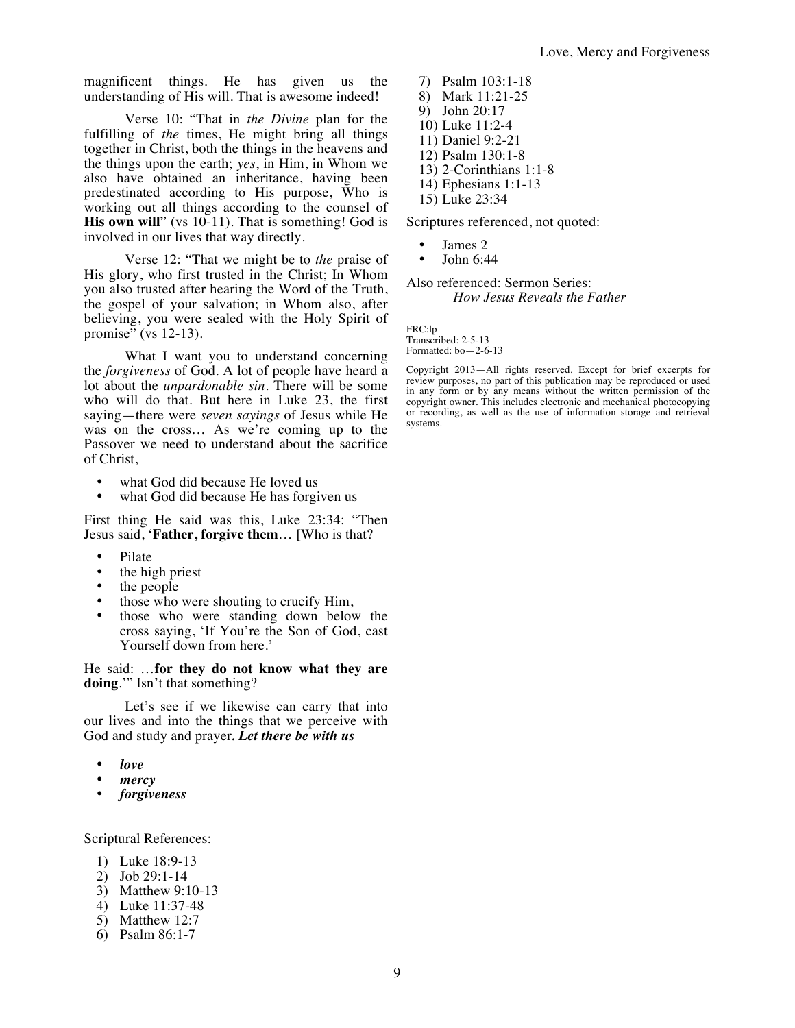magnificent things. He has given us the understanding of His will. That is awesome indeed!

Verse 10: "That in *the Divine* plan for the fulfilling of *the* times, He might bring all things together in Christ, both the things in the heavens and the things upon the earth; *yes*, in Him, in Whom we also have obtained an inheritance, having been predestinated according to His purpose, Who is working out all things according to the counsel of **His own will**" (vs 10-11). That is something! God is involved in our lives that way directly.

Verse 12: "That we might be to *the* praise of His glory, who first trusted in the Christ; In Whom you also trusted after hearing the Word of the Truth, the gospel of your salvation; in Whom also, after believing, you were sealed with the Holy Spirit of promise" (vs 12-13).

What I want you to understand concerning the *forgiveness* of God. A lot of people have heard a lot about the *unpardonable sin*. There will be some who will do that. But here in Luke 23, the first saying—there were *seven sayings* of Jesus while He was on the cross… As we're coming up to the Passover we need to understand about the sacrifice of Christ,

- what God did because He loved us
- what God did because He has forgiven us

First thing He said was this, Luke 23:34: "Then Jesus said, '**Father, forgive them**… [Who is that?

- Pilate
- the high priest
- the people
- those who were shouting to crucify Him,
- those who were standing down below the cross saying, 'If You're the Son of God, cast Yourself down from here.'

He said: …**for they do not know what they are doing**.'" Isn't that something?

Let's see if we likewise can carry that into our lives and into the things that we perceive with God and study and prayer***. Let there be with us***

- ***love***
- ***mercy***
- ***forgiveness***

Scriptural References:

1) Luke 18:9-13
2) Job 29:1-14
3) Matthew 9:10-13
4) Luke 11:37-48
5) Matthew 12:7
6) Psalm 86:1-7
7) Psalm 103:1-18
8) Mark 11:21-25
9) John 20:17
10) Luke 11:2-4
11) Daniel 9:2-21
12) Psalm 130:1-8
13) 2-Corinthians 1:1-8
14) Ephesians 1:1-13
15) Luke 23:34

Scriptures referenced, not quoted:

- James 2
- John 6:44

Also referenced: Sermon Series:
*How Jesus Reveals the Father*

FRC:lp
Transcribed: 2-5-13
Formatted: bo—2-6-13

Copyright 2013—All rights reserved. Except for brief excerpts for review purposes, no part of this publication may be reproduced or used in any form or by any means without the written permission of the copyright owner. This includes electronic and mechanical photocopying or recording, as well as the use of information storage and retrieval systems.